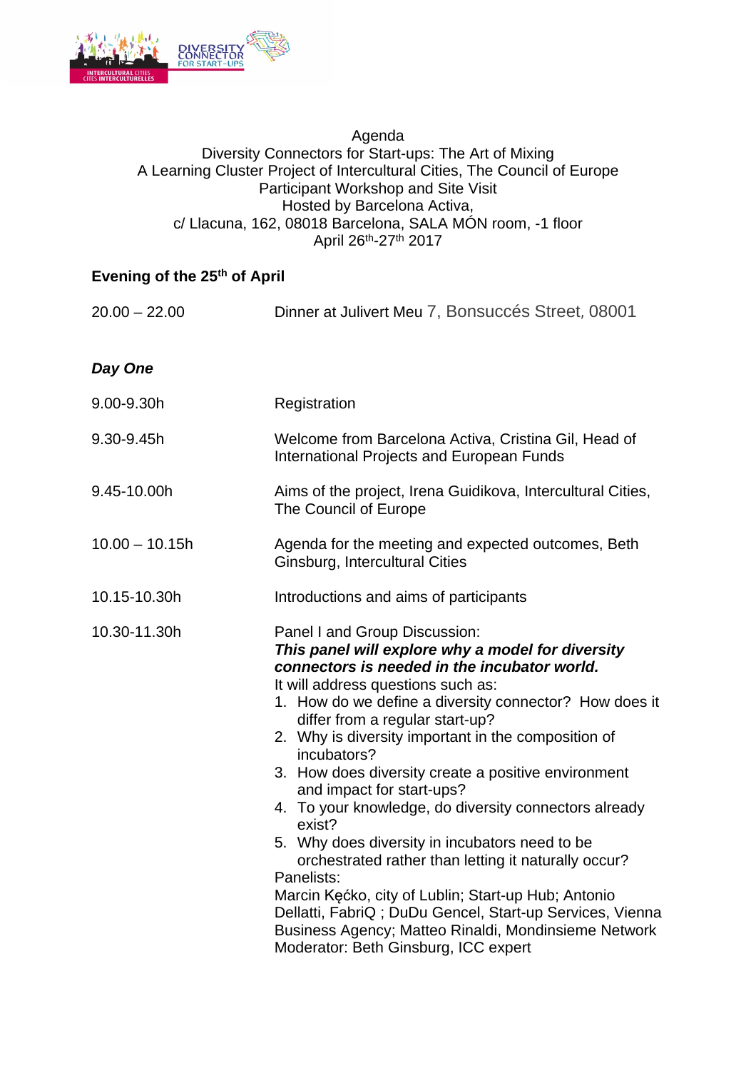Agenda

Diversity Connectors for Start-ups: The Art of Mixing

A Learning Cluster Project of Intercultural Cities, The Council of Europe

Participant Workshop and Site Visit

Hosted by Barcelona Activa,

c/ Llacuna, 162, 08018 Barcelona, SALA MÓN room, -1 floor

April 26th-27th 2017

**Evening of the 25th of April**

| | |
|---|---|
| 20.00 – 22.00 | Dinner at Julivert Meu 7, Bonsuccés Street, 08001 |

***Day One***

| | |
|---|---|
| 9.00-9.30h | Registration |
| 9.30-9.45h | Welcome from Barcelona Activa, Cristina Gil, Head of International Projects and European Funds |
| 9.45-10.00h | Aims of the project, Irena Guidikova, Intercultural Cities, The Council of Europe |
| 10.00 – 10.15h | Agenda for the meeting and expected outcomes, Beth Ginsburg, Intercultural Cities |
| 10.15-10.30h | Introductions and aims of participants |
| 10.30-11.30h | Panel I and Group Discussion: |

***This panel will explore why a model for diversity connectors is needed in the incubator world.***

It will address questions such as:

1. How do we define a diversity connector? How does it differ from a regular start-up?
2. Why is diversity important in the composition of incubators?
3. How does diversity create a positive environment and impact for start-ups?
4. To your knowledge, do diversity connectors already exist?
5. Why does diversity in incubators need to be orchestrated rather than letting it naturally occur?

Panelists:

Marcin Kęćko, city of Lublin; Start-up Hub; Antonio Dellatti, FabriQ ; DuDu Gencel, Start-up Services, Vienna Business Agency; Matteo Rinaldi, Mondinsieme Network

Moderator: Beth Ginsburg, ICC expert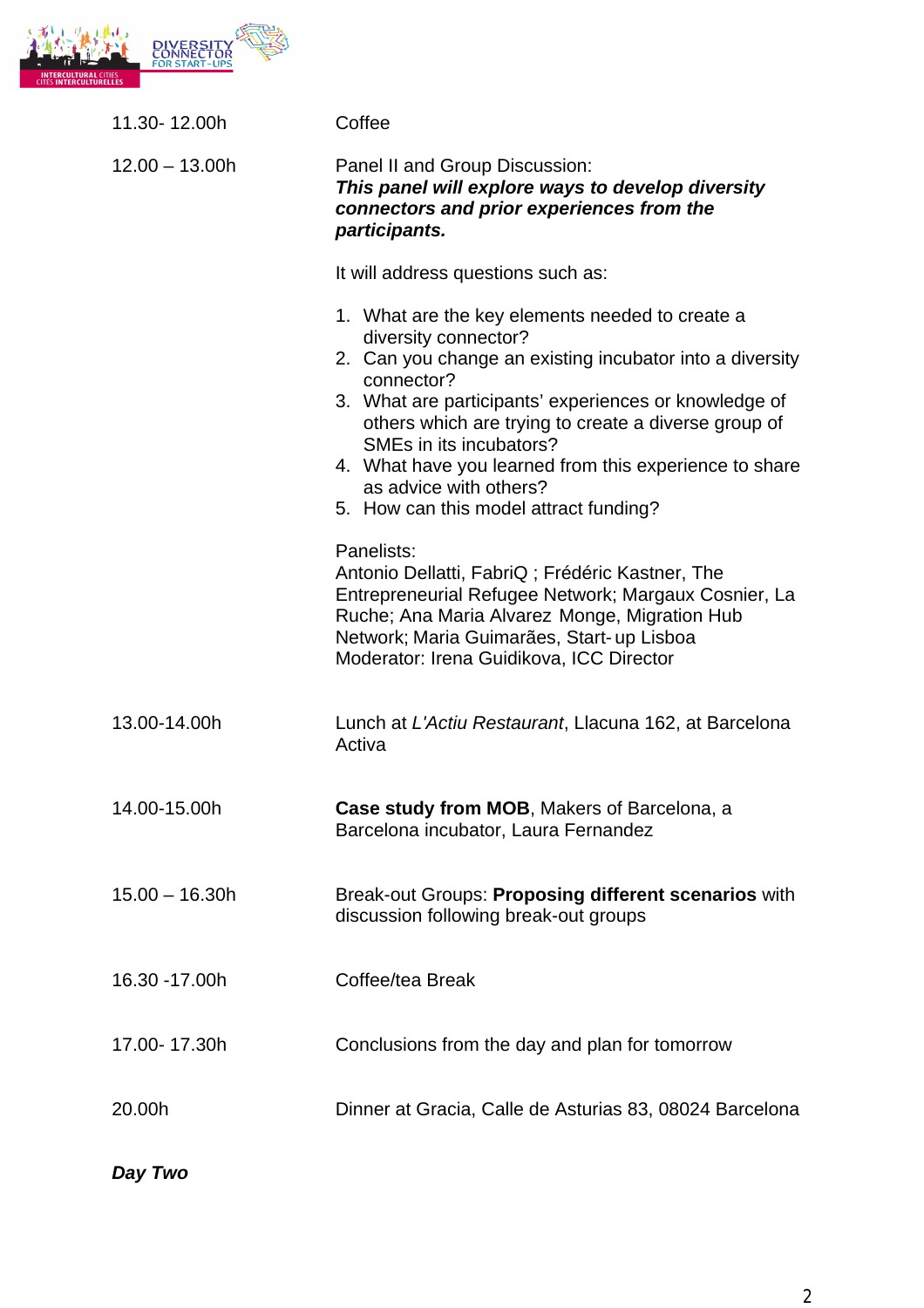| | |
|---|---|
| 11.30- 12.00h | Coffee |
| 12.00 – 13.00h | Panel II and Group Discussion: ***This panel will explore ways to develop diversity connectors and prior experiences from the participants.*** |
| | It will address questions such as: |
| | 1. What are the key elements needed to create a diversity connector? 2. Can you change an existing incubator into a diversity connector? 3. What are participants' experiences or knowledge of others which are trying to create a diverse group of SMEs in its incubators? 4. What have you learned from this experience to share as advice with others? 5. How can this model attract funding? |
| | Panelists: Antonio Dellatti, FabriQ ; Frédéric Kastner, The Entrepreneurial Refugee Network; Margaux Cosnier, La Ruche; Ana Maria Alvarez Monge, Migration Hub Network; Maria Guimarães, Start- up Lisboa Moderator: Irena Guidikova, ICC Director |
| 13.00-14.00h | Lunch at *L'Actiu Restaurant*, Llacuna 162, at Barcelona Activa |
| 14.00-15.00h | **Case study from MOB**, Makers of Barcelona, a Barcelona incubator, Laura Fernandez |
| 15.00 – 16.30h | Break-out Groups: **Proposing different scenarios** with discussion following break-out groups |
| 16.30 -17.00h | Coffee/tea Break |
| 17.00- 17.30h | Conclusions from the day and plan for tomorrow |
| 20.00h | Dinner at Gracia, Calle de Asturias 83, 08024 Barcelona |

***Day Two***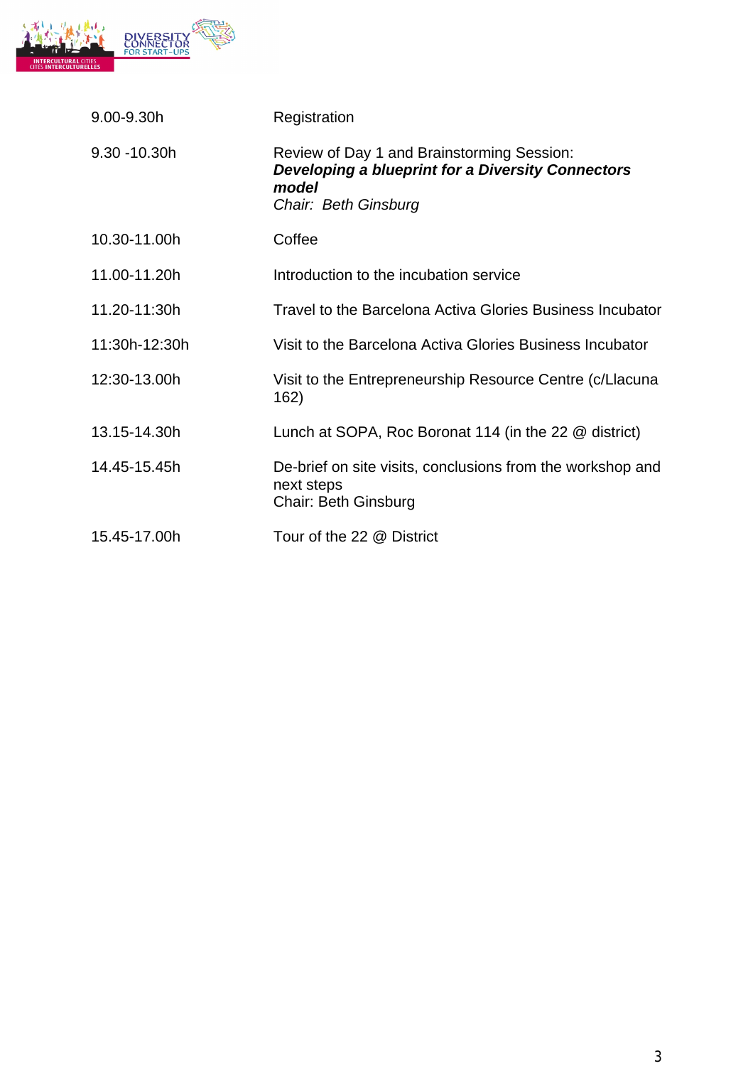| | |
|---|---|
| 9.00-9.30h | Registration |
| 9.30 -10.30h | Review of Day 1 and Brainstorming Session: ***Developing a blueprint for a Diversity Connectors model*** *Chair: Beth Ginsburg* |
| 10.30-11.00h | Coffee |
| 11.00-11.20h | Introduction to the incubation service |
| 11.20-11:30h | Travel to the Barcelona Activa Glories Business Incubator |
| 11:30h-12:30h | Visit to the Barcelona Activa Glories Business Incubator |
| 12:30-13.00h | Visit to the Entrepreneurship Resource Centre (c/Llacuna 162) |
| 13.15-14.30h | Lunch at SOPA, Roc Boronat 114 (in the 22 @ district) |
| 14.45-15.45h | De-brief on site visits, conclusions from the workshop and next steps Chair: Beth Ginsburg |
| 15.45-17.00h | Tour of the 22 @ District |